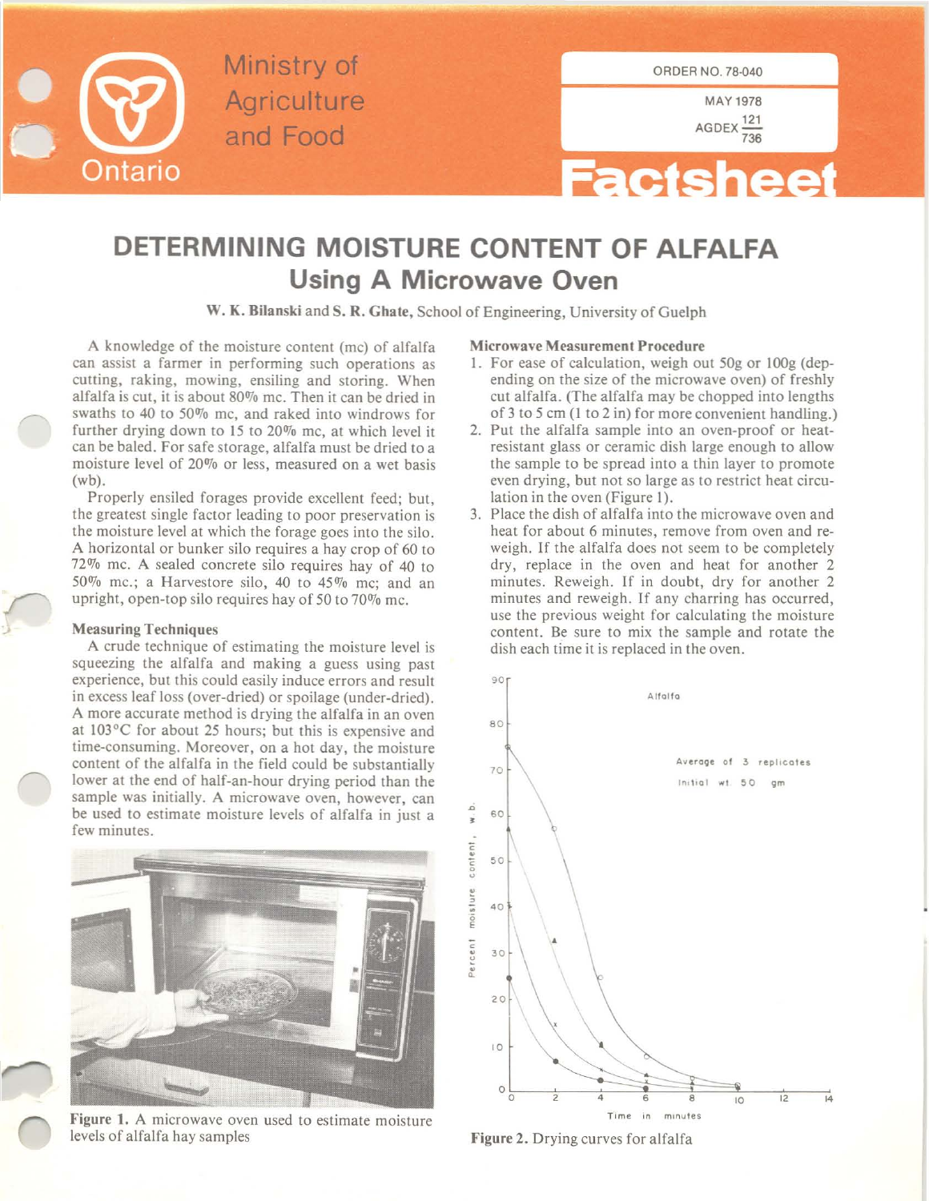Ministry of Agriculture and Food

Ontario

ORDER NO. 78-040

MAY 1978

AGDEX $\frac{121}{736}$

Factsheet

# DETERMINING MOISTURE CONTENT OF ALFALFA
## Using A Microwave Oven

**W. K. Bilanski** and **S. R. Ghate**, School of Engineering, University of Guelph

A knowledge of the moisture content (mc) of alfalfa can assist a farmer in performing such operations as cutting, raking, mowing, ensiling and storing. When alfalfa is cut, it is about 80% mc. Then it can be dried in swaths to 40 to 50% mc, and raked into windrows for further drying down to 15 to 20% mc, at which level it can be baled. For safe storage, alfalfa must be dried to a moisture level of 20% or less, measured on a wet basis (wb).

Properly ensiled forages provide excellent feed; but, the greatest single factor leading to poor preservation is the moisture level at which the forage goes into the silo. A horizontal or bunker silo requires a hay crop of 60 to 72% mc. A sealed concrete silo requires hay of 40 to 50% mc.; a Harvestore silo, 40 to 45% mc; and an upright, open-top silo requires hay of 50 to 70% mc.

### Measuring Techniques

A crude technique of estimating the moisture level is squeezing the alfalfa and making a guess using past experience, but this could easily induce errors and result in excess leaf loss (over-dried) or spoilage (under-dried). A more accurate method is drying the alfalfa in an oven at 103°C for about 25 hours; but this is expensive and time-consuming. Moreover, on a hot day, the moisture content of the alfalfa in the field could be substantially lower at the end of half-an-hour drying period than the sample was initially. A microwave oven, however, can be used to estimate moisture levels of alfalfa in just a few minutes.

**Figure 1.** A microwave oven used to estimate moisture levels of alfalfa hay samples

### Microwave Measurement Procedure

1. For ease of calculation, weigh out 50g or 100g (depending on the size of the microwave oven) of freshly cut alfalfa. (The alfalfa may be chopped into lengths of 3 to 5 cm (1 to 2 in) for more convenient handling.)
2. Put the alfalfa sample into an oven-proof or heat-resistant glass or ceramic dish large enough to allow the sample to be spread into a thin layer to promote even drying, but not so large as to restrict heat circulation in the oven (Figure 1).
3. Place the dish of alfalfa into the microwave oven and heat for about 6 minutes, remove from oven and reweigh. If the alfalfa does not seem to be completely dry, replace in the oven and heat for another 2 minutes. Reweigh. If in doubt, dry for another 2 minutes and reweigh. If any charring has occurred, use the previous weight for calculating the moisture content. Be sure to mix the sample and rotate the dish each time it is replaced in the oven.

**Figure 2.** Drying curves for alfalfa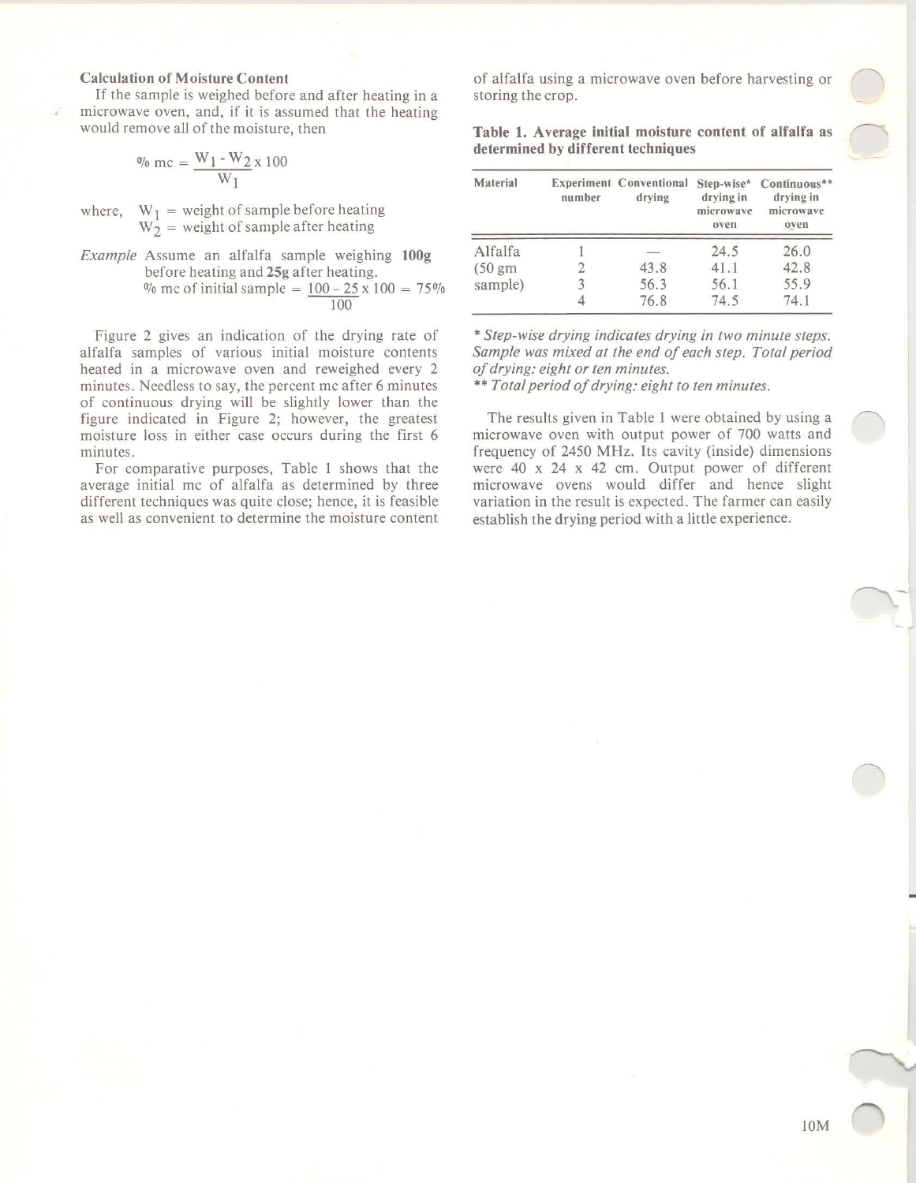### Calculation of Moisture Content

If the sample is weighed before and after heating in a microwave oven, and, if it is assumed that the heating would remove all of the moisture, then

$$\% \text{ mc} = \frac{W_1 - W_2}{W_1} \times 100$$

where, $W_1$ = weight of sample before heating
$W_2$ = weight of sample after heating

*Example* Assume an alfalfa sample weighing **100g** before heating and **25g** after heating.

$$\% \text{ mc of initial sample} = \frac{100 - 25}{100} \times 100 = 75\%$$

Figure 2 gives an indication of the drying rate of alfalfa samples of various initial moisture contents heated in a microwave oven and reweighed every 2 minutes. Needless to say, the percent mc after 6 minutes of continuous drying will be slightly lower than the figure indicated in Figure 2; however, the greatest moisture loss in either case occurs during the first 6 minutes.

For comparative purposes, Table 1 shows that the average initial mc of alfalfa as determined by three different techniques was quite close; hence, it is feasible as well as convenient to determine the moisture content of alfalfa using a microwave oven before harvesting or storing the crop.

**Table 1. Average initial moisture content of alfalfa as determined by different techniques**

| Material | Experiment number | Conventional drying | Step-wise* drying in microwave oven | Continuous** drying in microwave oven |
|---|---|---|---|---|
| Alfalfa (50 gm sample) | 1 | — | 24.5 | 26.0 |
| | 2 | 43.8 | 41.1 | 42.8 |
| | 3 | 56.3 | 56.1 | 55.9 |
| | 4 | 76.8 | 74.5 | 74.1 |

\* *Step-wise drying indicates drying in two minute steps. Sample was mixed at the end of each step. Total period of drying: eight or ten minutes.*

\*\* *Total period of drying: eight to ten minutes.*

The results given in Table 1 were obtained by using a microwave oven with output power of 700 watts and frequency of 2450 MHz. Its cavity (inside) dimensions were 40 x 24 x 42 cm. Output power of different microwave ovens would differ and hence slight variation in the result is expected. The farmer can easily establish the drying period with a little experience.